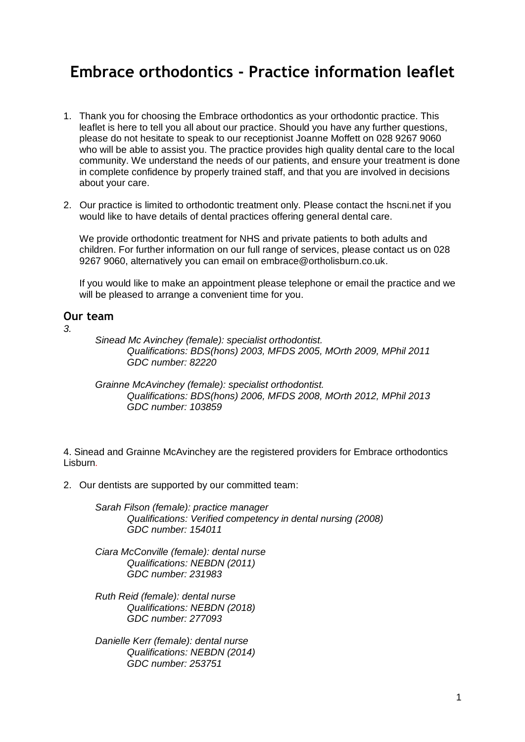# Embrace orthodontics - Practice information leaflet

1. Thank you for choosing the Embrace orthodontics as your orthodontic practice. This leaflet is here to tell you all about our practice. Should you have any further questions, please do not hesitate to speak to our receptionist Joanne Moffett on 028 9267 9060 who will be able to assist you. The practice provides high quality dental care to the local community. We understand the needs of our patients, and ensure your treatment is done in complete confidence by properly trained staff, and that you are involved in decisions about your care.

2. Our practice is limited to orthodontic treatment only. Please contact the hscni.net if you would like to have details of dental practices offering general dental care.

   We provide orthodontic treatment for NHS and private patients to both adults and children. For further information on our full range of services, please contact us on 028 9267 9060, alternatively you can email on embrace@ortholisburn.co.uk.

   If you would like to make an appointment please telephone or email the practice and we will be pleased to arrange a convenient time for you.

## Our team

*3.*

*Sinead Mc Avinchey (female): specialist orthodontist.*
*Qualifications: BDS(hons) 2003, MFDS 2005, MOrth 2009, MPhil 2011*
*GDC number: 82220*

*Grainne McAvinchey (female): specialist orthodontist.*
*Qualifications: BDS(hons) 2006, MFDS 2008, MOrth 2012, MPhil 2013*
*GDC number: 103859*

4. Sinead and Grainne McAvinchey are the registered providers for Embrace orthodontics Lisburn.

2. Our dentists are supported by our committed team:

*Sarah Filson (female): practice manager*
*Qualifications: Verified competency in dental nursing (2008)*
*GDC number: 154011*

*Ciara McConville (female): dental nurse*
*Qualifications: NEBDN (2011)*
*GDC number: 231983*

*Ruth Reid (female): dental nurse*
*Qualifications: NEBDN (2018)*
*GDC number: 277093*

*Danielle Kerr (female): dental nurse*
*Qualifications: NEBDN (2014)*
*GDC number: 253751*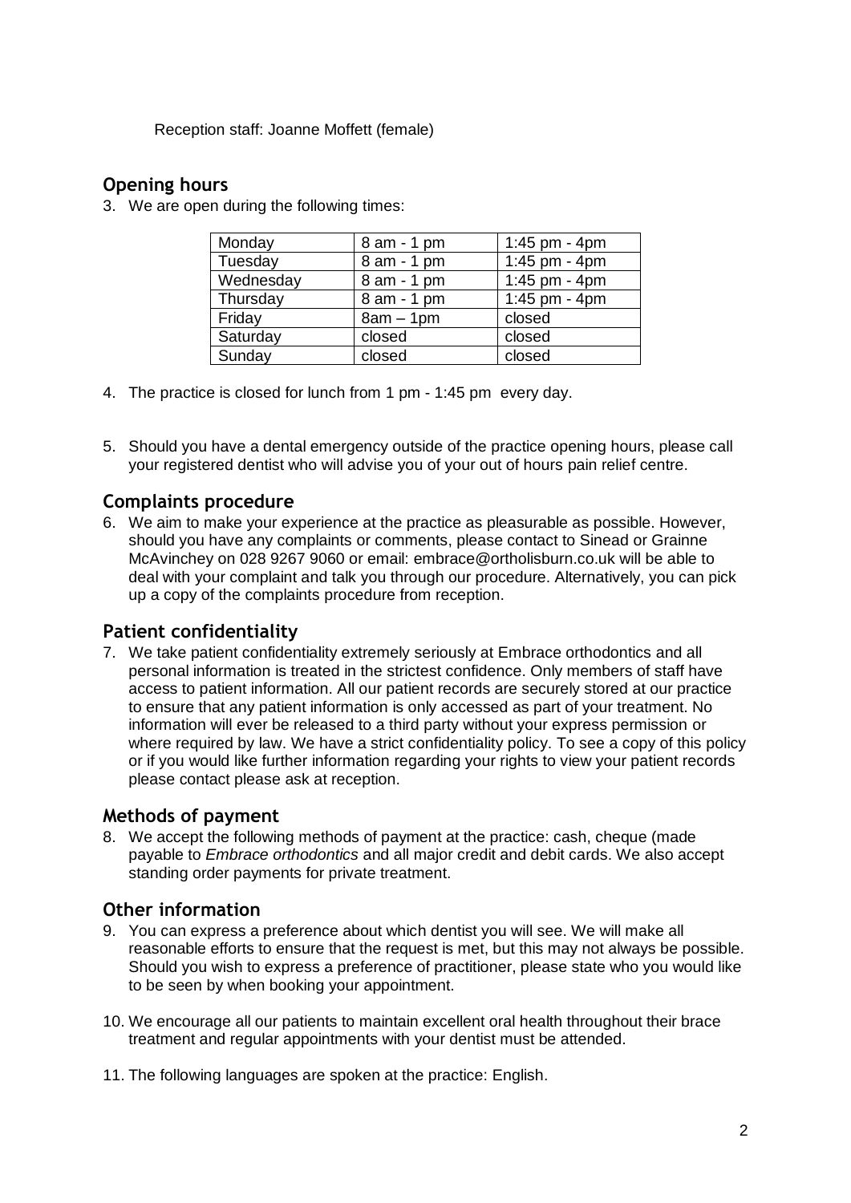Reception staff: Joanne Moffett (female)

## Opening hours

3. We are open during the following times:

| Monday | 8 am - 1 pm | 1:45 pm - 4pm |
|---|---|---|
| Tuesday | 8 am - 1 pm | 1:45 pm - 4pm |
| Wednesday | 8 am - 1 pm | 1:45 pm - 4pm |
| Thursday | 8 am - 1 pm | 1:45 pm - 4pm |
| Friday | 8am – 1pm | closed |
| Saturday | closed | closed |
| Sunday | closed | closed |

4. The practice is closed for lunch from 1 pm - 1:45 pm every day.

5. Should you have a dental emergency outside of the practice opening hours, please call your registered dentist who will advise you of your out of hours pain relief centre.

## Complaints procedure

6. We aim to make your experience at the practice as pleasurable as possible. However, should you have any complaints or comments, please contact to Sinead or Grainne McAvinchey on 028 9267 9060 or email: embrace@ortholisburn.co.uk will be able to deal with your complaint and talk you through our procedure. Alternatively, you can pick up a copy of the complaints procedure from reception.

## Patient confidentiality

7. We take patient confidentiality extremely seriously at Embrace orthodontics and all personal information is treated in the strictest confidence. Only members of staff have access to patient information. All our patient records are securely stored at our practice to ensure that any patient information is only accessed as part of your treatment. No information will ever be released to a third party without your express permission or where required by law. We have a strict confidentiality policy. To see a copy of this policy or if you would like further information regarding your rights to view your patient records please contact please ask at reception.

## Methods of payment

8. We accept the following methods of payment at the practice: cash, cheque (made payable to *Embrace orthodontics* and all major credit and debit cards. We also accept standing order payments for private treatment.

## Other information

9. You can express a preference about which dentist you will see. We will make all reasonable efforts to ensure that the request is met, but this may not always be possible. Should you wish to express a preference of practitioner, please state who you would like to be seen by when booking your appointment.

10. We encourage all our patients to maintain excellent oral health throughout their brace treatment and regular appointments with your dentist must be attended.

11. The following languages are spoken at the practice: English.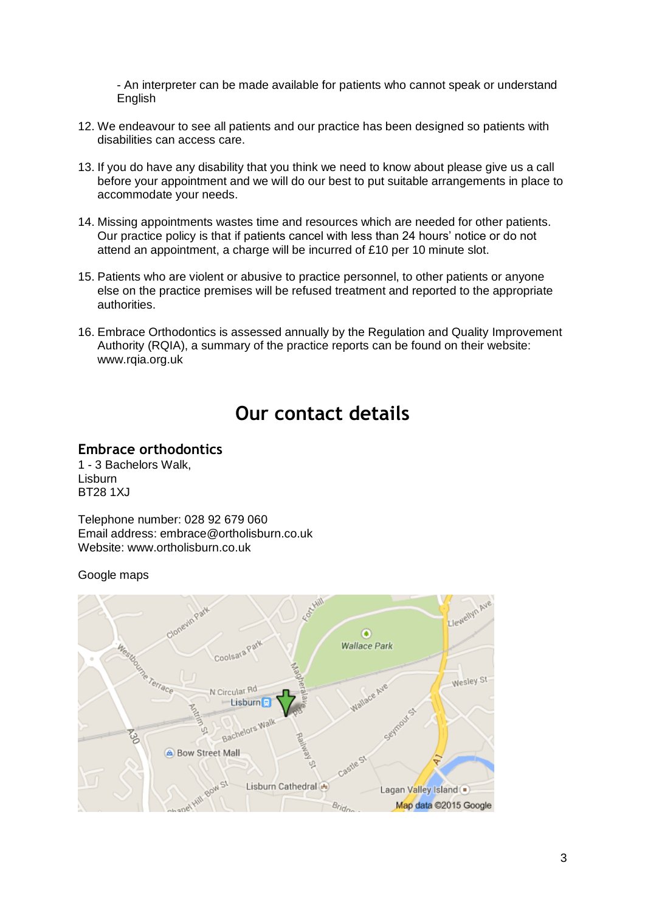- An interpreter can be made available for patients who cannot speak or understand English

12. We endeavour to see all patients and our practice has been designed so patients with disabilities can access care.

13. If you do have any disability that you think we need to know about please give us a call before your appointment and we will do our best to put suitable arrangements in place to accommodate your needs.

14. Missing appointments wastes time and resources which are needed for other patients. Our practice policy is that if patients cancel with less than 24 hours' notice or do not attend an appointment, a charge will be incurred of £10 per 10 minute slot.

15. Patients who are violent or abusive to practice personnel, to other patients or anyone else on the practice premises will be refused treatment and reported to the appropriate authorities.

16. Embrace Orthodontics is assessed annually by the Regulation and Quality Improvement Authority (RQIA), a summary of the practice reports can be found on their website: www.rqia.org.uk

# Our contact details

### Embrace orthodontics

1 - 3 Bachelors Walk,
Lisburn
BT28 1XJ

Telephone number: 028 92 679 060
Email address: embrace@ortholisburn.co.uk
Website: www.ortholisburn.co.uk

Google maps